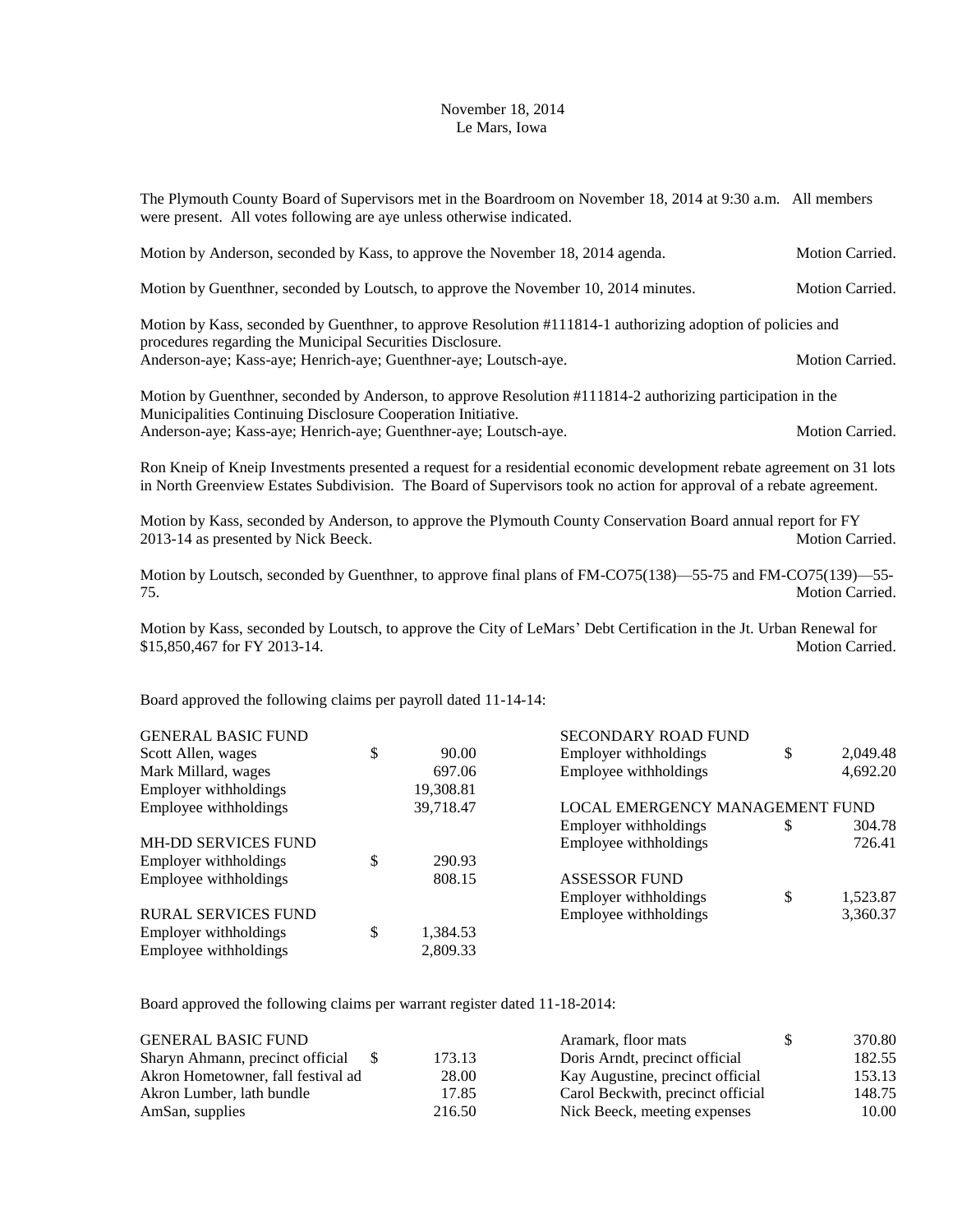November 18, 2014
Le Mars, Iowa

The Plymouth County Board of Supervisors met in the Boardroom on November 18, 2014 at 9:30 a.m. All members were present. All votes following are aye unless otherwise indicated.

Motion by Anderson, seconded by Kass, to approve the November 18, 2014 agenda. Motion Carried.

Motion by Guenthner, seconded by Loutsch, to approve the November 10, 2014 minutes. Motion Carried.

Motion by Kass, seconded by Guenthner, to approve Resolution #111814-1 authorizing adoption of policies and procedures regarding the Municipal Securities Disclosure.
Anderson-aye; Kass-aye; Henrich-aye; Guenthner-aye; Loutsch-aye. Motion Carried.

Motion by Guenthner, seconded by Anderson, to approve Resolution #111814-2 authorizing participation in the Municipalities Continuing Disclosure Cooperation Initiative.
Anderson-aye; Kass-aye; Henrich-aye; Guenthner-aye; Loutsch-aye. Motion Carried.

Ron Kneip of Kneip Investments presented a request for a residential economic development rebate agreement on 31 lots in North Greenview Estates Subdivision. The Board of Supervisors took no action for approval of a rebate agreement.

Motion by Kass, seconded by Anderson, to approve the Plymouth County Conservation Board annual report for FY 2013-14 as presented by Nick Beeck. Motion Carried.

Motion by Loutsch, seconded by Guenthner, to approve final plans of FM-CO75(138)—55-75 and FM-CO75(139)—55-75. Motion Carried.

Motion by Kass, seconded by Loutsch, to approve the City of LeMars' Debt Certification in the Jt. Urban Renewal for $15,850,467 for FY 2013-14. Motion Carried.

Board approved the following claims per payroll dated 11-14-14:

| | | |
|---|---|---|
| GENERAL BASIC FUND | | |
| Scott Allen, wages | $ | 90.00 |
| Mark Millard, wages | | 697.06 |
| Employer withholdings | | 19,308.81 |
| Employee withholdings | | 39,718.47 |
| MH-DD SERVICES FUND | | |
| Employer withholdings | $ | 290.93 |
| Employee withholdings | | 808.15 |
| RURAL SERVICES FUND | | |
| Employer withholdings | $ | 1,384.53 |
| Employee withholdings | | 2,809.33 |
| SECONDARY ROAD FUND | | |
| Employer withholdings | $ | 2,049.48 |
| Employee withholdings | | 4,692.20 |
| LOCAL EMERGENCY MANAGEMENT FUND | | |
| Employer withholdings | $ | 304.78 |
| Employee withholdings | | 726.41 |
| ASSESSOR FUND | | |
| Employer withholdings | $ | 1,523.87 |
| Employee withholdings | | 3,360.37 |

Board approved the following claims per warrant register dated 11-18-2014:

| | | |
|---|---|---|
| GENERAL BASIC FUND | | |
| Sharyn Ahmann, precinct official | $ | 173.13 |
| Akron Hometowner, fall festival ad | | 28.00 |
| Akron Lumber, lath bundle | | 17.85 |
| AmSan, supplies | | 216.50 |
| Aramark, floor mats | $ | 370.80 |
| Doris Arndt, precinct official | | 182.55 |
| Kay Augustine, precinct official | | 153.13 |
| Carol Beckwith, precinct official | | 148.75 |
| Nick Beeck, meeting expenses | | 10.00 |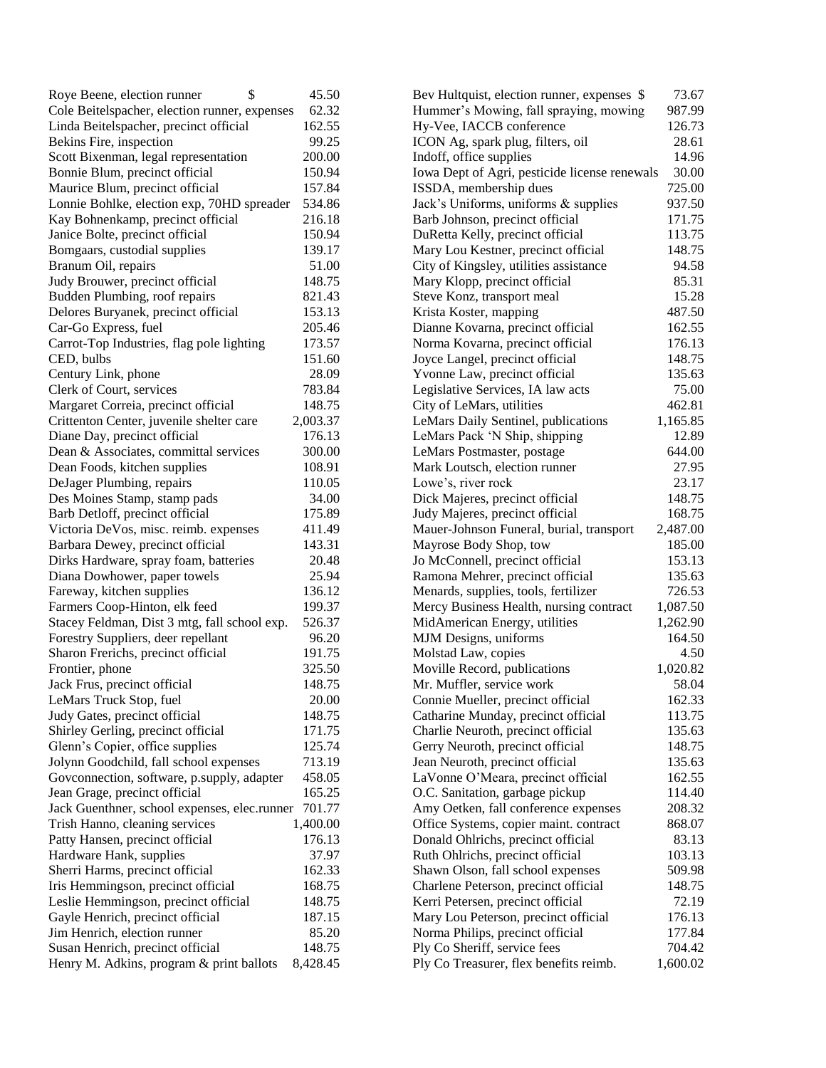| | |
|---|---|
| Roye Beene, election runner | $ 45.50 |
| Cole Beitelspacher, election runner, expenses | 62.32 |
| Linda Beitelspacher, precinct official | 162.55 |
| Bekins Fire, inspection | 99.25 |
| Scott Bixenman, legal representation | 200.00 |
| Bonnie Blum, precinct official | 150.94 |
| Maurice Blum, precinct official | 157.84 |
| Lonnie Bohlke, election exp, 70HD spreader | 534.86 |
| Kay Bohnenkamp, precinct official | 216.18 |
| Janice Bolte, precinct official | 150.94 |
| Bomgaars, custodial supplies | 139.17 |
| Branum Oil, repairs | 51.00 |
| Judy Brouwer, precinct official | 148.75 |
| Budden Plumbing, roof repairs | 821.43 |
| Delores Buryanek, precinct official | 153.13 |
| Car-Go Express, fuel | 205.46 |
| Carrot-Top Industries, flag pole lighting | 173.57 |
| CED, bulbs | 151.60 |
| Century Link, phone | 28.09 |
| Clerk of Court, services | 783.84 |
| Margaret Correia, precinct official | 148.75 |
| Crittenton Center, juvenile shelter care | 2,003.37 |
| Diane Day, precinct official | 176.13 |
| Dean & Associates, committal services | 300.00 |
| Dean Foods, kitchen supplies | 108.91 |
| DeJager Plumbing, repairs | 110.05 |
| Des Moines Stamp, stamp pads | 34.00 |
| Barb Detloff, precinct official | 175.89 |
| Victoria DeVos, misc. reimb. expenses | 411.49 |
| Barbara Dewey, precinct official | 143.31 |
| Dirks Hardware, spray foam, batteries | 20.48 |
| Diana Dowhower, paper towels | 25.94 |
| Fareway, kitchen supplies | 136.12 |
| Farmers Coop-Hinton, elk feed | 199.37 |
| Stacey Feldman, Dist 3 mtg, fall school exp. | 526.37 |
| Forestry Suppliers, deer repellant | 96.20 |
| Sharon Frerichs, precinct official | 191.75 |
| Frontier, phone | 325.50 |
| Jack Frus, precinct official | 148.75 |
| LeMars Truck Stop, fuel | 20.00 |
| Judy Gates, precinct official | 148.75 |
| Shirley Gerling, precinct official | 171.75 |
| Glenn's Copier, office supplies | 125.74 |
| Jolynn Goodchild, fall school expenses | 713.19 |
| Govconnection, software, p.supply, adapter | 458.05 |
| Jean Grage, precinct official | 165.25 |
| Jack Guenthner, school expenses, elec.runner | 701.77 |
| Trish Hanno, cleaning services | 1,400.00 |
| Patty Hansen, precinct official | 176.13 |
| Hardware Hank, supplies | 37.97 |
| Sherri Harms, precinct official | 162.33 |
| Iris Hemmingson, precinct official | 168.75 |
| Leslie Hemmingson, precinct official | 148.75 |
| Gayle Henrich, precinct official | 187.15 |
| Jim Henrich, election runner | 85.20 |
| Susan Henrich, precinct official | 148.75 |
| Henry M. Adkins, program & print ballots | 8,428.45 |
| Bev Hultquist, election runner, expenses | $ 73.67 |
| Hummer's Mowing, fall spraying, mowing | 987.99 |
| Hy-Vee, IACCB conference | 126.73 |
| ICON Ag, spark plug, filters, oil | 28.61 |
| Indoff, office supplies | 14.96 |
| Iowa Dept of Agri, pesticide license renewals | 30.00 |
| ISSDA, membership dues | 725.00 |
| Jack's Uniforms, uniforms & supplies | 937.50 |
| Barb Johnson, precinct official | 171.75 |
| DuRetta Kelly, precinct official | 113.75 |
| Mary Lou Kestner, precinct official | 148.75 |
| City of Kingsley, utilities assistance | 94.58 |
| Mary Klopp, precinct official | 85.31 |
| Steve Konz, transport meal | 15.28 |
| Krista Koster, mapping | 487.50 |
| Dianne Kovarna, precinct official | 162.55 |
| Norma Kovarna, precinct official | 176.13 |
| Joyce Langel, precinct official | 148.75 |
| Yvonne Law, precinct official | 135.63 |
| Legislative Services, IA law acts | 75.00 |
| City of LeMars, utilities | 462.81 |
| LeMars Daily Sentinel, publications | 1,165.85 |
| LeMars Pack 'N Ship, shipping | 12.89 |
| LeMars Postmaster, postage | 644.00 |
| Mark Loutsch, election runner | 27.95 |
| Lowe's, river rock | 23.17 |
| Dick Majeres, precinct official | 148.75 |
| Judy Majeres, precinct official | 168.75 |
| Mauer-Johnson Funeral, burial, transport | 2,487.00 |
| Mayrose Body Shop, tow | 185.00 |
| Jo McConnell, precinct official | 153.13 |
| Ramona Mehrer, precinct official | 135.63 |
| Menards, supplies, tools, fertilizer | 726.53 |
| Mercy Business Health, nursing contract | 1,087.50 |
| MidAmerican Energy, utilities | 1,262.90 |
| MJM Designs, uniforms | 164.50 |
| Molstad Law, copies | 4.50 |
| Moville Record, publications | 1,020.82 |
| Mr. Muffler, service work | 58.04 |
| Connie Mueller, precinct official | 162.33 |
| Catharine Munday, precinct official | 113.75 |
| Charlie Neuroth, precinct official | 135.63 |
| Gerry Neuroth, precinct official | 148.75 |
| Jean Neuroth, precinct official | 135.63 |
| LaVonne O'Meara, precinct official | 162.55 |
| O.C. Sanitation, garbage pickup | 114.40 |
| Amy Oetken, fall conference expenses | 208.32 |
| Office Systems, copier maint. contract | 868.07 |
| Donald Ohlrichs, precinct official | 83.13 |
| Ruth Ohlrichs, precinct official | 103.13 |
| Shawn Olson, fall school expenses | 509.98 |
| Charlene Peterson, precinct official | 148.75 |
| Kerri Petersen, precinct official | 72.19 |
| Mary Lou Peterson, precinct official | 176.13 |
| Norma Philips, precinct official | 177.84 |
| Ply Co Sheriff, service fees | 704.42 |
| Ply Co Treasurer, flex benefits reimb. | 1,600.02 |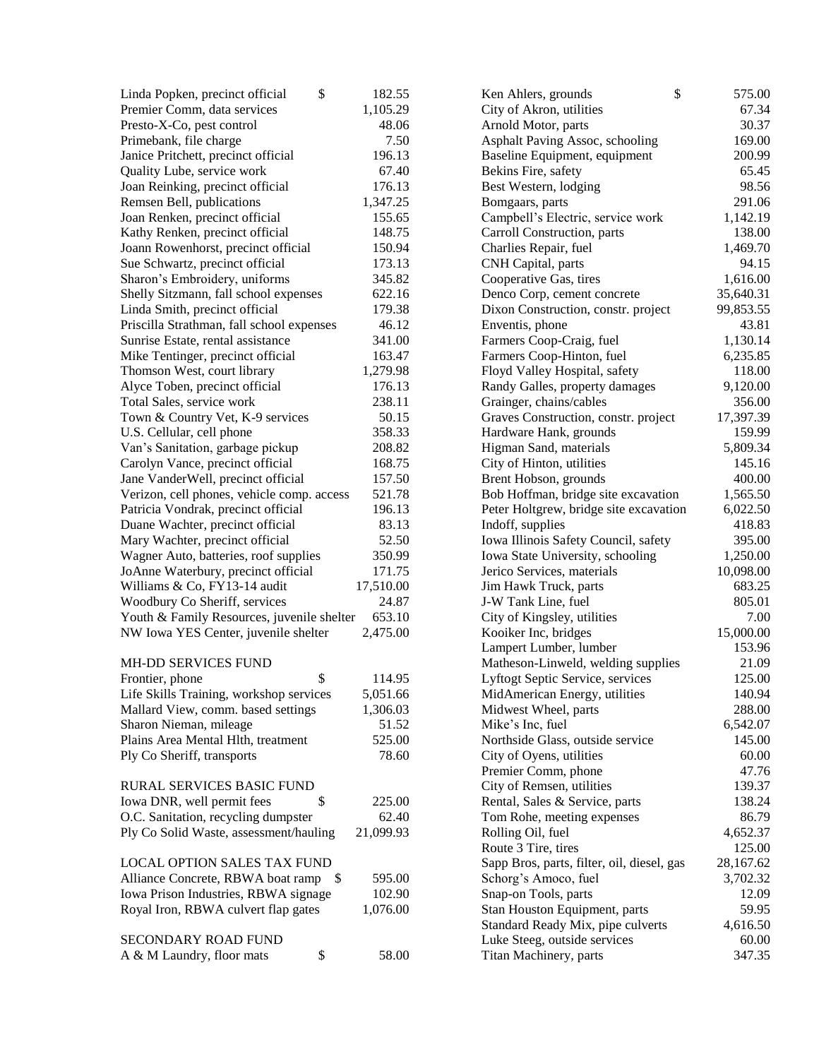| | |
|---|---|
| Linda Popken, precinct official | $ 182.55 |
| Premier Comm, data services | 1,105.29 |
| Presto-X-Co, pest control | 48.06 |
| Primebank, file charge | 7.50 |
| Janice Pritchett, precinct official | 196.13 |
| Quality Lube, service work | 67.40 |
| Joan Reinking, precinct official | 176.13 |
| Remsen Bell, publications | 1,347.25 |
| Joan Renken, precinct official | 155.65 |
| Kathy Renken, precinct official | 148.75 |
| Joann Rowenhorst, precinct official | 150.94 |
| Sue Schwartz, precinct official | 173.13 |
| Sharon's Embroidery, uniforms | 345.82 |
| Shelly Sitzmann, fall school expenses | 622.16 |
| Linda Smith, precinct official | 179.38 |
| Priscilla Strathman, fall school expenses | 46.12 |
| Sunrise Estate, rental assistance | 341.00 |
| Mike Tentinger, precinct official | 163.47 |
| Thomson West, court library | 1,279.98 |
| Alyce Toben, precinct official | 176.13 |
| Total Sales, service work | 238.11 |
| Town & Country Vet, K-9 services | 50.15 |
| U.S. Cellular, cell phone | 358.33 |
| Van's Sanitation, garbage pickup | 208.82 |
| Carolyn Vance, precinct official | 168.75 |
| Jane VanderWell, precinct official | 157.50 |
| Verizon, cell phones, vehicle comp. access | 521.78 |
| Patricia Vondrak, precinct official | 196.13 |
| Duane Wachter, precinct official | 83.13 |
| Mary Wachter, precinct official | 52.50 |
| Wagner Auto, batteries, roof supplies | 350.99 |
| JoAnne Waterbury, precinct official | 171.75 |
| Williams & Co, FY13-14 audit | 17,510.00 |
| Woodbury Co Sheriff, services | 24.87 |
| Youth & Family Resources, juvenile shelter | 653.10 |
| NW Iowa YES Center, juvenile shelter | 2,475.00 |

MH-DD SERVICES FUND

| | |
|---|---|
| Frontier, phone | $ 114.95 |
| Life Skills Training, workshop services | 5,051.66 |
| Mallard View, comm. based settings | 1,306.03 |
| Sharon Nieman, mileage | 51.52 |
| Plains Area Mental Hlth, treatment | 525.00 |
| Ply Co Sheriff, transports | 78.60 |

RURAL SERVICES BASIC FUND

| | |
|---|---|
| Iowa DNR, well permit fees | $ 225.00 |
| O.C. Sanitation, recycling dumpster | 62.40 |
| Ply Co Solid Waste, assessment/hauling | 21,099.93 |

LOCAL OPTION SALES TAX FUND

| | |
|---|---|
| Alliance Concrete, RBWA boat ramp | $ 595.00 |
| Iowa Prison Industries, RBWA signage | 102.90 |
| Royal Iron, RBWA culvert flap gates | 1,076.00 |

SECONDARY ROAD FUND

| | |
|---|---|
| A & M Laundry, floor mats | $ 58.00 |
| Ken Ahlers, grounds | $ 575.00 |
| City of Akron, utilities | 67.34 |
| Arnold Motor, parts | 30.37 |
| Asphalt Paving Assoc, schooling | 169.00 |
| Baseline Equipment, equipment | 200.99 |
| Bekins Fire, safety | 65.45 |
| Best Western, lodging | 98.56 |
| Bomgaars, parts | 291.06 |
| Campbell's Electric, service work | 1,142.19 |
| Carroll Construction, parts | 138.00 |
| Charlies Repair, fuel | 1,469.70 |
| CNH Capital, parts | 94.15 |
| Cooperative Gas, tires | 1,616.00 |
| Denco Corp, cement concrete | 35,640.31 |
| Dixon Construction, constr. project | 99,853.55 |
| Enventis, phone | 43.81 |
| Farmers Coop-Craig, fuel | 1,130.14 |
| Farmers Coop-Hinton, fuel | 6,235.85 |
| Floyd Valley Hospital, safety | 118.00 |
| Randy Galles, property damages | 9,120.00 |
| Grainger, chains/cables | 356.00 |
| Graves Construction, constr. project | 17,397.39 |
| Hardware Hank, grounds | 159.99 |
| Higman Sand, materials | 5,809.34 |
| City of Hinton, utilities | 145.16 |
| Brent Hobson, grounds | 400.00 |
| Bob Hoffman, bridge site excavation | 1,565.50 |
| Peter Holtgrew, bridge site excavation | 6,022.50 |
| Indoff, supplies | 418.83 |
| Iowa Illinois Safety Council, safety | 395.00 |
| Iowa State University, schooling | 1,250.00 |
| Jerico Services, materials | 10,098.00 |
| Jim Hawk Truck, parts | 683.25 |
| J-W Tank Line, fuel | 805.01 |
| City of Kingsley, utilities | 7.00 |
| Kooiker Inc, bridges | 15,000.00 |
| Lampert Lumber, lumber | 153.96 |
| Matheson-Linweld, welding supplies | 21.09 |
| Lyftogt Septic Service, services | 125.00 |
| MidAmerican Energy, utilities | 140.94 |
| Midwest Wheel, parts | 288.00 |
| Mike's Inc, fuel | 6,542.07 |
| Northside Glass, outside service | 145.00 |
| City of Oyens, utilities | 60.00 |
| Premier Comm, phone | 47.76 |
| City of Remsen, utilities | 139.37 |
| Rental, Sales & Service, parts | 138.24 |
| Tom Rohe, meeting expenses | 86.79 |
| Rolling Oil, fuel | 4,652.37 |
| Route 3 Tire, tires | 125.00 |
| Sapp Bros, parts, filter, oil, diesel, gas | 28,167.62 |
| Schorg's Amoco, fuel | 3,702.32 |
| Snap-on Tools, parts | 12.09 |
| Stan Houston Equipment, parts | 59.95 |
| Standard Ready Mix, pipe culverts | 4,616.50 |
| Luke Steeg, outside services | 60.00 |
| Titan Machinery, parts | 347.35 |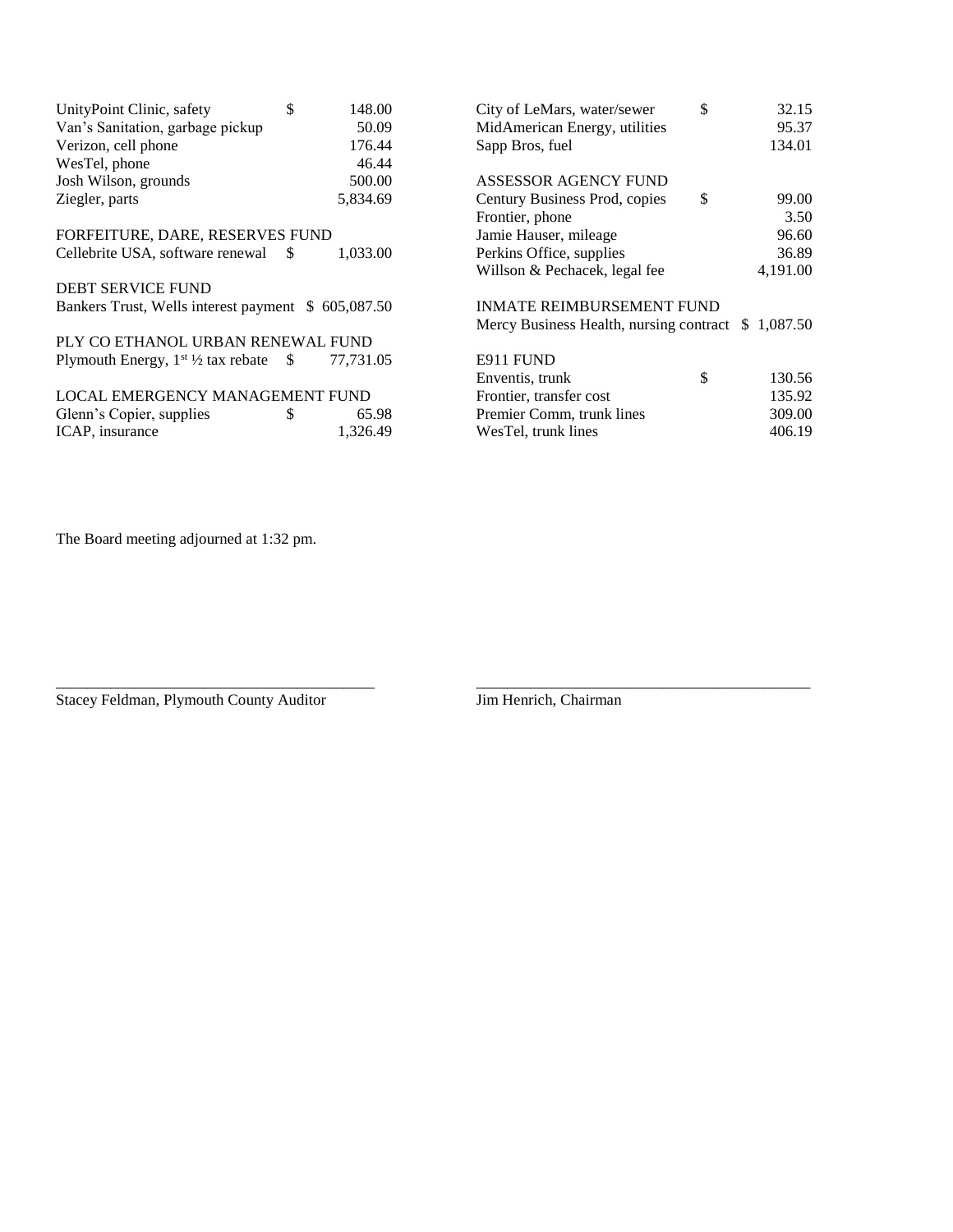| | | |
|---|---|---|
| UnityPoint Clinic, safety | $ | 148.00 |
| Van's Sanitation, garbage pickup | | 50.09 |
| Verizon, cell phone | | 176.44 |
| WesTel, phone | | 46.44 |
| Josh Wilson, grounds | | 500.00 |
| Ziegler, parts | | 5,834.69 |

FORFEITURE, DARE, RESERVES FUND

| | | |
|---|---|---|
| Cellebrite USA, software renewal | $ | 1,033.00 |

DEBT SERVICE FUND

| | | |
|---|---|---|
| Bankers Trust, Wells interest payment | $ | 605,087.50 |

PLY CO ETHANOL URBAN RENEWAL FUND

| | | |
|---|---|---|
| Plymouth Energy, 1st ½ tax rebate | $ | 77,731.05 |

LOCAL EMERGENCY MANAGEMENT FUND

| | | |
|---|---|---|
| Glenn's Copier, supplies | $ | 65.98 |
| ICAP, insurance | | 1,326.49 |
| City of LeMars, water/sewer | $ | 32.15 |
| MidAmerican Energy, utilities | | 95.37 |
| Sapp Bros, fuel | | 134.01 |

ASSESSOR AGENCY FUND

| | | |
|---|---|---|
| Century Business Prod, copies | $ | 99.00 |
| Frontier, phone | | 3.50 |
| Jamie Hauser, mileage | | 96.60 |
| Perkins Office, supplies | | 36.89 |
| Willson & Pechacek, legal fee | | 4,191.00 |

INMATE REIMBURSEMENT FUND

| | | |
|---|---|---|
| Mercy Business Health, nursing contract | $ | 1,087.50 |

E911 FUND

| | | |
|---|---|---|
| Enventis, trunk | $ | 130.56 |
| Frontier, transfer cost | | 135.92 |
| Premier Comm, trunk lines | | 309.00 |
| WesTel, trunk lines | | 406.19 |

The Board meeting adjourned at 1:32 pm.

\_\_\_\_\_\_\_\_\_\_\_\_\_\_\_\_\_\_\_\_\_\_\_\_\_\_\_\_\_\_\_\_\_\_\_\_\_\_\_\_
Stacey Feldman, Plymouth County Auditor

\_\_\_\_\_\_\_\_\_\_\_\_\_\_\_\_\_\_\_\_\_\_\_\_\_\_\_\_\_\_\_\_\_\_\_\_\_\_\_\_
Jim Henrich, Chairman